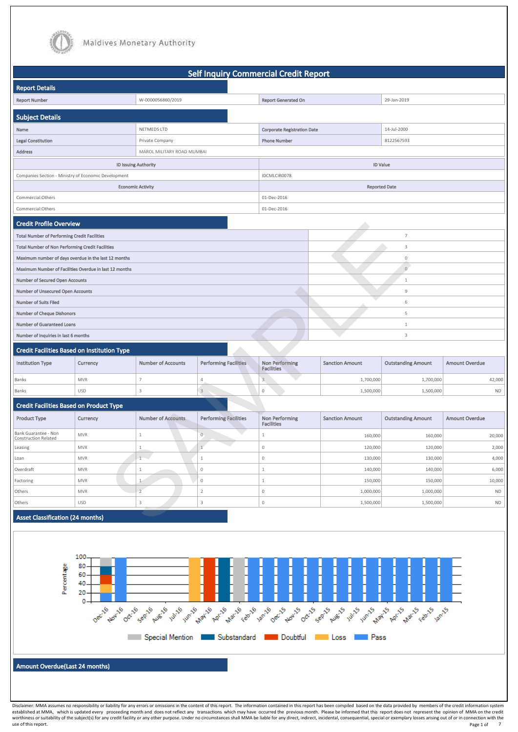Maldives Monetary Authority

# Self Inquiry Commercial Credit Report

## Report Details

| Report Number | W-0000056860/2019 | Report Generated On | 29-Jan-2019 |
|---|---|---|---|

## Subject Details

| Name | NETMEDS LTD | Corporate Registration Date | 14-Jul-2000 |
|---|---|---|---|
| Legal Constitution | Private Company | Phone Number | 8122567593 |
| Address | MAROL MILITARY ROAD MUMBAI | | |

| ID Issuing Authority | ID Value |
|---|---|
| Companies Section - Ministry of Economic Development | IDCMLCIR0078 |

| Economic Activity | Reported Date |
|---|---|
| Commercial:Others | 01-Dec-2016 |
| Commercial:Others | 01-Dec-2016 |

## Credit Profile Overview

| | |
|---|---|
| Total Number of Performing Credit Facilities | 7 |
| Total Number of Non Performing Credit Facilities | 3 |
| Maximum number of days overdue in the last 12 months | 0 |
| Maximum Number of Facilities Overdue in last 12 months | 0 |
| Number of Secured Open Accounts | 1 |
| Number of Unsecured Open Accounts | 9 |
| Number of Suits Filed | 6 |
| Number of Cheque Dishonors | 5 |
| Number of Guaranteed Loans | 1 |
| Number of Inquiries in last 6 months | 3 |

## Credit Facilities Based on Institution Type

| Institution Type | Currency | Number of Accounts | Performing Facilities | Non Performing Facilities | Sanction Amount | Outstanding Amount | Amount Overdue |
|---|---|---|---|---|---|---|---|
| Banks | MVR | 7 | 4 | 3 | 1,700,000 | 1,700,000 | 42,000 |
| Banks | USD | 3 | 3 | 0 | 1,500,000 | 1,500,000 | ND |

## Credit Facilities Based on Product Type

| Product Type | Currency | Number of Accounts | Performing Facilities | Non Performing Facilities | Sanction Amount | Outstanding Amount | Amount Overdue |
|---|---|---|---|---|---|---|---|
| Bank Guarantee - Non Construction Related | MVR | 1 | 0 | 1 | 160,000 | 160,000 | 20,000 |
| Leasing | MVR | 1 | 1 | 0 | 120,000 | 120,000 | 2,000 |
| Loan | MVR | 1 | 1 | 0 | 130,000 | 130,000 | 4,000 |
| Overdraft | MVR | 1 | 0 | 1 | 140,000 | 140,000 | 6,000 |
| Factoring | MVR | 1 | 0 | 1 | 150,000 | 150,000 | 10,000 |
| Others | MVR | 2 | 2 | 0 | 1,000,000 | 1,000,000 | ND |
| Others | USD | 3 | 3 | 0 | 1,500,000 | 1,500,000 | ND |

## Asset Classification (24 months)

Percentage: 0, 20, 40, 60, 80, 100

Dec-16, Nov-16, Oct-16, Sep-16, Aug-16, Jul-16, Jun-16, May-16, Apr-16, Mar-16, Feb-16, Jan-16, Dec-15, Nov-15, Oct-15, Sep-15, Aug-15, Jul-15, Jun-15, May-15, Apr-15, Mar-15, Feb-15, Jan-15

Special Mention | Substandard | Doubtful | Loss | Pass

## Amount Overdue(Last 24 months)

Disclaimer: MMA assumes no responsibility or liability for any errors or omissions in the content of this report. The information contained in this report has been compiled based on the data provided by members of the credit information system established at MMA, which is updated every proceeding month and does not reflect any transactions which may have occurred the previous month. Please be informed that this report does not represent the opinion of MMA on the credit worthiness or suitability of the subject(s) for any credit facility or any other purpose. Under no circumstances shall MMA be liable for any direct, indirect, incidental, consequential, special or exemplary losses arising out of or in connection with the use of this report.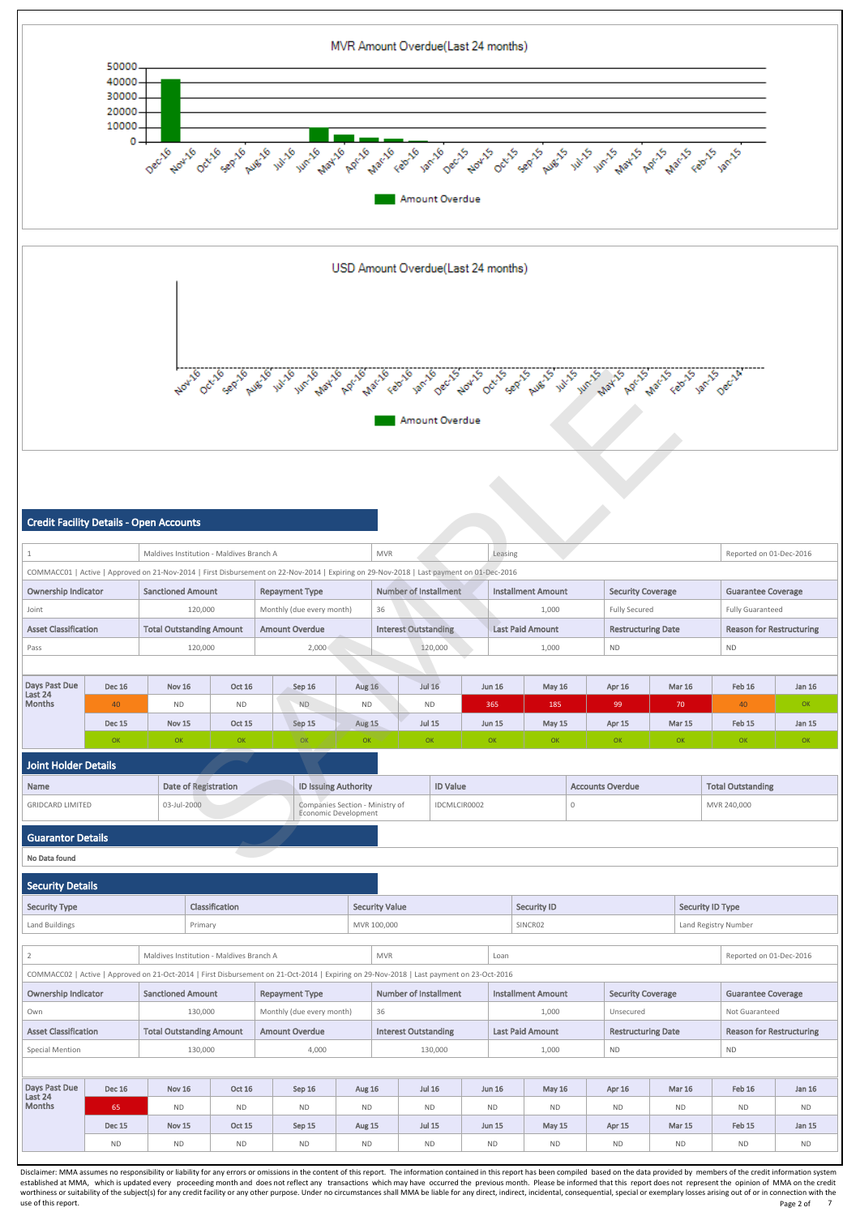MVR Amount Overdue(Last 24 months)

USD Amount Overdue(Last 24 months)

## Credit Facility Details - Open Accounts

| 1 | Maldives Institution - Maldives Branch A | MVR | Leasing | Reported on 01-Dec-2016 |
|---|---|---|---|---|

COMMACC01 | Active | Approved on 21-Nov-2014 | First Disbursement on 22-Nov-2014 | Expiring on 29-Nov-2018 | Last payment on 01-Dec-2016

| Ownership Indicator | Sanctioned Amount | Repayment Type | Number of Installment | Installment Amount | Security Coverage | Guarantee Coverage |
|---|---|---|---|---|---|---|
| Joint | 120,000 | Monthly (due every month) | 36 | 1,000 | Fully Secured | Fully Guaranteed |
| **Asset Classification** | **Total Outstanding Amount** | **Amount Overdue** | **Interest Outstanding** | **Last Paid Amount** | **Restructuring Date** | **Reason for Restructuring** |
| Pass | 120,000 | 2,000 | 120,000 | 1,000 | ND | ND |

| Days Past Due Last 24 Months | Dec 16 | Nov 16 | Oct 16 | Sep 16 | Aug 16 | Jul 16 | Jun 16 | May 16 | Apr 16 | Mar 16 | Feb 16 | Jan 16 |
|---|---|---|---|---|---|---|---|---|---|---|---|---|
| | 40 | ND | ND | ND | ND | ND | 365 | 185 | 99 | 70 | 40 | OK |
| | Dec 15 | Nov 15 | Oct 15 | Sep 15 | Aug 15 | Jul 15 | Jun 15 | May 15 | Apr 15 | Mar 15 | Feb 15 | Jan 15 |
| | OK | OK | OK | OK | OK | OK | OK | OK | OK | OK | OK | OK |

## Joint Holder Details

| Name | Date of Registration | ID Issuing Authority | ID Value | Accounts Overdue | Total Outstanding |
|---|---|---|---|---|---|
| GRIDCARD LIMITED | 03-Jul-2000 | Companies Section - Ministry of Economic Development | IDCMLCIR0002 | 0 | MVR 240,000 |

## Guarantor Details

No Data found

## Security Details

| Security Type | Classification | Security Value | Security ID | Security ID Type |
|---|---|---|---|---|
| Land Buildings | Primary | MVR 100,000 | SINCR02 | Land Registry Number |

| 2 | Maldives Institution - Maldives Branch A | MVR | Loan | Reported on 01-Dec-2016 |
|---|---|---|---|---|

COMMACC02 | Active | Approved on 21-Oct-2014 | First Disbursement on 21-Oct-2014 | Expiring on 29-Nov-2018 | Last payment on 23-Oct-2016

| Ownership Indicator | Sanctioned Amount | Repayment Type | Number of Installment | Installment Amount | Security Coverage | Guarantee Coverage |
|---|---|---|---|---|---|---|
| Own | 130,000 | Monthly (due every month) | 36 | 1,000 | Unsecured | Not Guaranteed |
| **Asset Classification** | **Total Outstanding Amount** | **Amount Overdue** | **Interest Outstanding** | **Last Paid Amount** | **Restructuring Date** | **Reason for Restructuring** |
| Special Mention | 130,000 | 4,000 | 130,000 | 1,000 | ND | ND |

| Days Past Due Last 24 Months | Dec 16 | Nov 16 | Oct 16 | Sep 16 | Aug 16 | Jul 16 | Jun 16 | May 16 | Apr 16 | Mar 16 | Feb 16 | Jan 16 |
|---|---|---|---|---|---|---|---|---|---|---|---|---|
| | 65 | ND | ND | ND | ND | ND | ND | ND | ND | ND | ND | ND |
| | Dec 15 | Nov 15 | Oct 15 | Sep 15 | Aug 15 | Jul 15 | Jun 15 | May 15 | Apr 15 | Mar 15 | Feb 15 | Jan 15 |
| | ND | ND | ND | ND | ND | ND | ND | ND | ND | ND | ND | ND |

Disclaimer: MMA assumes no responsibility or liability for any errors or omissions in the content of this report. The information contained in this report has been compiled based on the data provided by members of the credit information system established at MMA, which is updated every proceeding month and does not reflect any transactions which may have occurred the previous month. Please be informed that this report does not represent the opinion of MMA on the credit worthiness or suitability of the subject(s) for any credit facility or any other purpose. Under no circumstances shall MMA be liable for any direct, indirect, incidental, consequential, special or exemplary losses arising out of or in connection with the use of this report.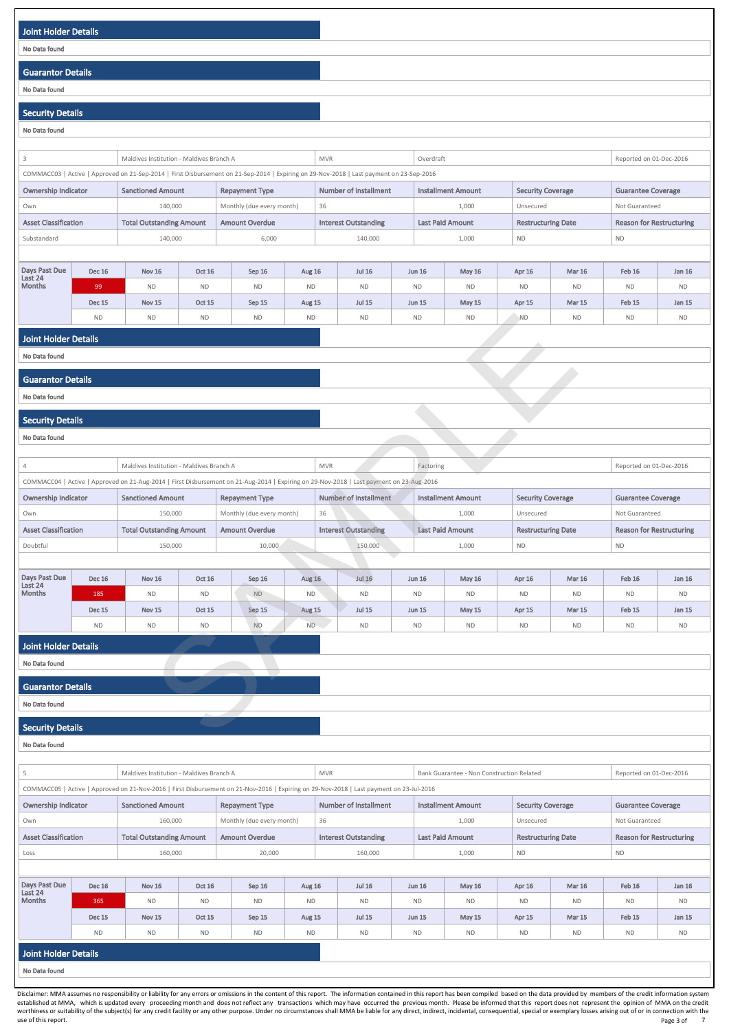## Joint Holder Details

No Data found

## Guarantor Details

No Data found

## Security Details

No Data found

| 3 | Maldives Institution - Maldives Branch A | MVR | Overdraft | | | Reported on 01-Dec-2016 |
|---|---|---|---|---|---|---|

COMMACC03 | Active | Approved on 21-Sep-2014 | First Disbursement on 21-Sep-2014 | Expiring on 29-Nov-2018 | Last payment on 23-Sep-2016

| Ownership Indicator | Sanctioned Amount | Repayment Type | Number of Installment | Installment Amount | Security Coverage | Guarantee Coverage |
|---|---|---|---|---|---|---|
| Own | 140,000 | Monthly (due every month) | 36 | 1,000 | Unsecured | Not Guaranteed |
| **Asset Classification** | **Total Outstanding Amount** | **Amount Overdue** | **Interest Outstanding** | **Last Paid Amount** | **Restructuring Date** | **Reason for Restructuring** |
| Substandard | 140,000 | 6,000 | 140,000 | 1,000 | ND | ND |

| Days Past Due Last 24 Months | Dec 16 | Nov 16 | Oct 16 | Sep 16 | Aug 16 | Jul 16 | Jun 16 | May 16 | Apr 16 | Mar 16 | Feb 16 | Jan 16 |
|---|---|---|---|---|---|---|---|---|---|---|---|---|
| | 99 | ND | ND | ND | ND | ND | ND | ND | ND | ND | ND | ND |
| | **Dec 15** | **Nov 15** | **Oct 15** | **Sep 15** | **Aug 15** | **Jul 15** | **Jun 15** | **May 15** | **Apr 15** | **Mar 15** | **Feb 15** | **Jan 15** |
| | ND | ND | ND | ND | ND | ND | ND | ND | ND | ND | ND | ND |

## Joint Holder Details

No Data found

## Guarantor Details

No Data found

## Security Details

No Data found

| 4 | Maldives Institution - Maldives Branch A | MVR | Factoring | | | Reported on 01-Dec-2016 |
|---|---|---|---|---|---|---|

COMMACC04 | Active | Approved on 21-Aug-2014 | First Disbursement on 21-Aug-2014 | Expiring on 29-Nov-2018 | Last payment on 23-Aug-2016

| Ownership Indicator | Sanctioned Amount | Repayment Type | Number of Installment | Installment Amount | Security Coverage | Guarantee Coverage |
|---|---|---|---|---|---|---|
| Own | 150,000 | Monthly (due every month) | 36 | 1,000 | Unsecured | Not Guaranteed |
| **Asset Classification** | **Total Outstanding Amount** | **Amount Overdue** | **Interest Outstanding** | **Last Paid Amount** | **Restructuring Date** | **Reason for Restructuring** |
| Doubtful | 150,000 | 10,000 | 150,000 | 1,000 | ND | ND |

| Days Past Due Last 24 Months | Dec 16 | Nov 16 | Oct 16 | Sep 16 | Aug 16 | Jul 16 | Jun 16 | May 16 | Apr 16 | Mar 16 | Feb 16 | Jan 16 |
|---|---|---|---|---|---|---|---|---|---|---|---|---|
| | 185 | ND | ND | ND | ND | ND | ND | ND | ND | ND | ND | ND |
| | **Dec 15** | **Nov 15** | **Oct 15** | **Sep 15** | **Aug 15** | **Jul 15** | **Jun 15** | **May 15** | **Apr 15** | **Mar 15** | **Feb 15** | **Jan 15** |
| | ND | ND | ND | ND | ND | ND | ND | ND | ND | ND | ND | ND |

## Joint Holder Details

No Data found

## Guarantor Details

No Data found

## Security Details

No Data found

| 5 | Maldives Institution - Maldives Branch A | MVR | Bank Guarantee - Non Construction Related | | | Reported on 01-Dec-2016 |
|---|---|---|---|---|---|---|

COMMACC05 | Active | Approved on 21-Nov-2016 | First Disbursement on 21-Nov-2016 | Expiring on 29-Nov-2018 | Last payment on 23-Jul-2016

| Ownership Indicator | Sanctioned Amount | Repayment Type | Number of Installment | Installment Amount | Security Coverage | Guarantee Coverage |
|---|---|---|---|---|---|---|
| Own | 160,000 | Monthly (due every month) | 36 | 1,000 | Unsecured | Not Guaranteed |
| **Asset Classification** | **Total Outstanding Amount** | **Amount Overdue** | **Interest Outstanding** | **Last Paid Amount** | **Restructuring Date** | **Reason for Restructuring** |
| Loss | 160,000 | 20,000 | 160,000 | 1,000 | ND | ND |

| Days Past Due Last 24 Months | Dec 16 | Nov 16 | Oct 16 | Sep 16 | Aug 16 | Jul 16 | Jun 16 | May 16 | Apr 16 | Mar 16 | Feb 16 | Jan 16 |
|---|---|---|---|---|---|---|---|---|---|---|---|---|
| | 365 | ND | ND | ND | ND | ND | ND | ND | ND | ND | ND | ND |
| | **Dec 15** | **Nov 15** | **Oct 15** | **Sep 15** | **Aug 15** | **Jul 15** | **Jun 15** | **May 15** | **Apr 15** | **Mar 15** | **Feb 15** | **Jan 15** |
| | ND | ND | ND | ND | ND | ND | ND | ND | ND | ND | ND | ND |

## Joint Holder Details

No Data found

Disclaimer: MMA assumes no responsibility or liability for any errors or omissions in the content of this report. The information contained in this report has been compiled based on the data provided by members of the credit information system established at MMA, which is updated every proceeding month and does not reflect any transactions which may have occurred the previous month. Please be informed that this report does not represent the opinion of MMA on the credit worthiness or suitability of the subject(s) for any credit facility or any other purpose. Under no circumstances shall MMA be liable for any direct, indirect, incidental, consequential, special or exemplary losses arising out of or in connection with the use of this report.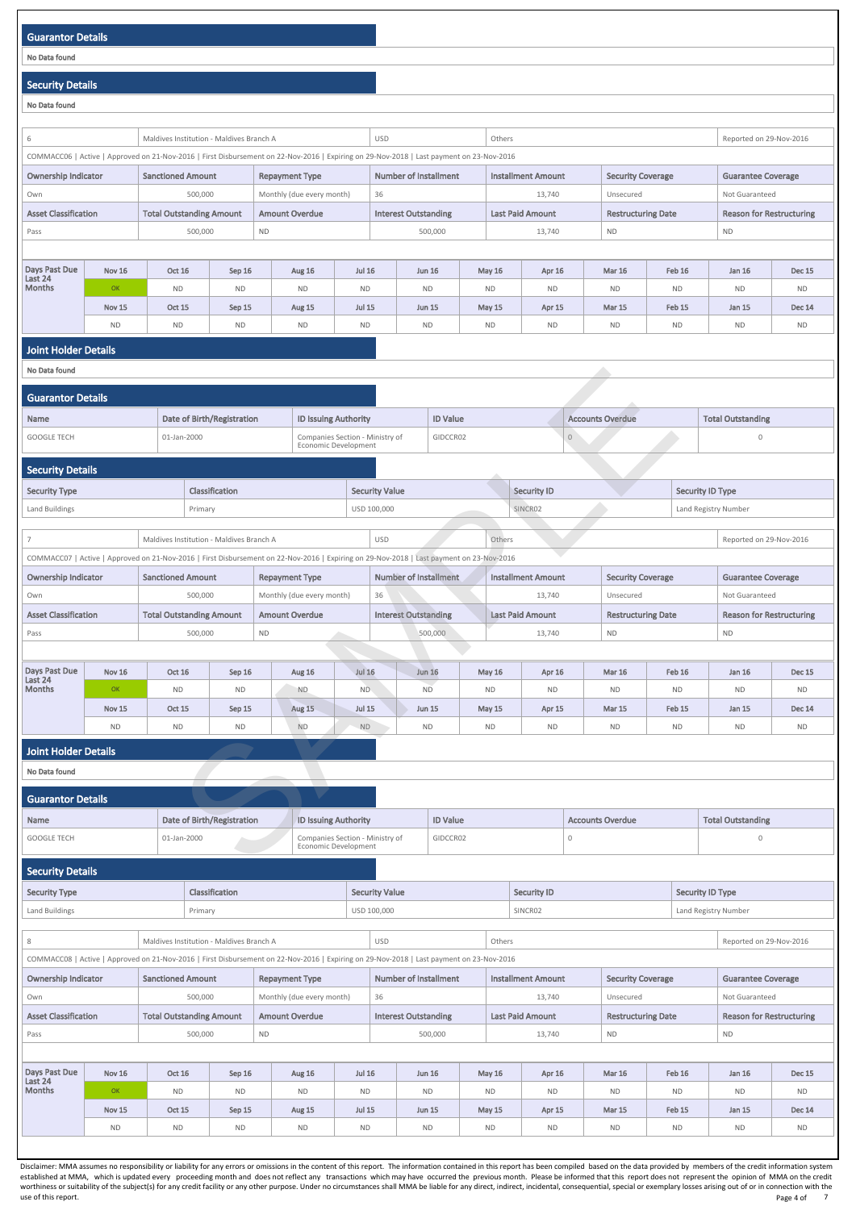## Guarantor Details

No Data found

## Security Details

No Data found

| 6 | Maldives Institution - Maldives Branch A | USD | Others | Reported on 29-Nov-2016 |
|---|---|---|---|---|

COMMACC06 | Active | Approved on 21-Nov-2016 | First Disbursement on 22-Nov-2016 | Expiring on 29-Nov-2018 | Last payment on 23-Nov-2016

| Ownership Indicator | Sanctioned Amount | Repayment Type | Number of Installment | Installment Amount | Security Coverage | Guarantee Coverage |
|---|---|---|---|---|---|---|
| Own | 500,000 | Monthly (due every month) | 36 | 13,740 | Unsecured | Not Guaranteed |
| **Asset Classification** | **Total Outstanding Amount** | **Amount Overdue** | **Interest Outstanding** | **Last Paid Amount** | **Restructuring Date** | **Reason for Restructuring** |
| Pass | 500,000 | ND | 500,000 | 13,740 | ND | ND |

| Days Past Due Last 24 Months | Nov 16 | Oct 16 | Sep 16 | Aug 16 | Jul 16 | Jun 16 | May 16 | Apr 16 | Mar 16 | Feb 16 | Jan 16 | Dec 15 |
|---|---|---|---|---|---|---|---|---|---|---|---|---|
| | OK | ND | ND | ND | ND | ND | ND | ND | ND | ND | ND | ND |
| | **Nov 15** | **Oct 15** | **Sep 15** | **Aug 15** | **Jul 15** | **Jun 15** | **May 15** | **Apr 15** | **Mar 15** | **Feb 15** | **Jan 15** | **Dec 14** |
| | ND | ND | ND | ND | ND | ND | ND | ND | ND | ND | ND | ND |

## Joint Holder Details

No Data found

## Guarantor Details

| Name | Date of Birth/Registration | ID Issuing Authority | ID Value | Accounts Overdue | Total Outstanding |
|---|---|---|---|---|---|
| GOOGLE TECH | 01-Jan-2000 | Companies Section - Ministry of Economic Development | GIDCCR02 | 0 | 0 |

## Security Details

| Security Type | Classification | Security Value | Security ID | Security ID Type |
|---|---|---|---|---|
| Land Buildings | Primary | USD 100,000 | SINCR02 | Land Registry Number |

| 7 | Maldives Institution - Maldives Branch A | USD | Others | Reported on 29-Nov-2016 |
|---|---|---|---|---|

COMMACC07 | Active | Approved on 21-Nov-2016 | First Disbursement on 22-Nov-2016 | Expiring on 29-Nov-2018 | Last payment on 23-Nov-2016

| Ownership Indicator | Sanctioned Amount | Repayment Type | Number of Installment | Installment Amount | Security Coverage | Guarantee Coverage |
|---|---|---|---|---|---|---|
| Own | 500,000 | Monthly (due every month) | 36 | 13,740 | Unsecured | Not Guaranteed |
| **Asset Classification** | **Total Outstanding Amount** | **Amount Overdue** | **Interest Outstanding** | **Last Paid Amount** | **Restructuring Date** | **Reason for Restructuring** |
| Pass | 500,000 | ND | 500,000 | 13,740 | ND | ND |

| Days Past Due Last 24 Months | Nov 16 | Oct 16 | Sep 16 | Aug 16 | Jul 16 | Jun 16 | May 16 | Apr 16 | Mar 16 | Feb 16 | Jan 16 | Dec 15 |
|---|---|---|---|---|---|---|---|---|---|---|---|---|
| | OK | ND | ND | ND | ND | ND | ND | ND | ND | ND | ND | ND |
| | **Nov 15** | **Oct 15** | **Sep 15** | **Aug 15** | **Jul 15** | **Jun 15** | **May 15** | **Apr 15** | **Mar 15** | **Feb 15** | **Jan 15** | **Dec 14** |
| | ND | ND | ND | ND | ND | ND | ND | ND | ND | ND | ND | ND |

## Joint Holder Details

No Data found

## Guarantor Details

| Name | Date of Birth/Registration | ID Issuing Authority | ID Value | Accounts Overdue | Total Outstanding |
|---|---|---|---|---|---|
| GOOGLE TECH | 01-Jan-2000 | Companies Section - Ministry of Economic Development | GIDCCR02 | 0 | 0 |

## Security Details

| Security Type | Classification | Security Value | Security ID | Security ID Type |
|---|---|---|---|---|
| Land Buildings | Primary | USD 100,000 | SINCR02 | Land Registry Number |

| 8 | Maldives Institution - Maldives Branch A | USD | Others | Reported on 29-Nov-2016 |
|---|---|---|---|---|

COMMACC08 | Active | Approved on 21-Nov-2016 | First Disbursement on 22-Nov-2016 | Expiring on 29-Nov-2018 | Last payment on 23-Nov-2016

| Ownership Indicator | Sanctioned Amount | Repayment Type | Number of Installment | Installment Amount | Security Coverage | Guarantee Coverage |
|---|---|---|---|---|---|---|
| Own | 500,000 | Monthly (due every month) | 36 | 13,740 | Unsecured | Not Guaranteed |
| **Asset Classification** | **Total Outstanding Amount** | **Amount Overdue** | **Interest Outstanding** | **Last Paid Amount** | **Restructuring Date** | **Reason for Restructuring** |
| Pass | 500,000 | ND | 500,000 | 13,740 | ND | ND |

| Days Past Due Last 24 Months | Nov 16 | Oct 16 | Sep 16 | Aug 16 | Jul 16 | Jun 16 | May 16 | Apr 16 | Mar 16 | Feb 16 | Jan 16 | Dec 15 |
|---|---|---|---|---|---|---|---|---|---|---|---|---|
| | OK | ND | ND | ND | ND | ND | ND | ND | ND | ND | ND | ND |
| | **Nov 15** | **Oct 15** | **Sep 15** | **Aug 15** | **Jul 15** | **Jun 15** | **May 15** | **Apr 15** | **Mar 15** | **Feb 15** | **Jan 15** | **Dec 14** |
| | ND | ND | ND | ND | ND | ND | ND | ND | ND | ND | ND | ND |

Disclaimer: MMA assumes no responsibility or liability for any errors or omissions in the content of this report. The information contained in this report has been compiled based on the data provided by members of the credit information system established at MMA, which is updated every proceeding month and does not reflect any transactions which may have occurred the previous month. Please be informed that this report does not represent the opinion of MMA on the credit worthiness or suitability of the subject(s) for any credit facility or any other purpose. Under no circumstances shall MMA be liable for any direct, indirect, incidental, consequential, special or exemplary losses arising out of or in connection with the use of this report.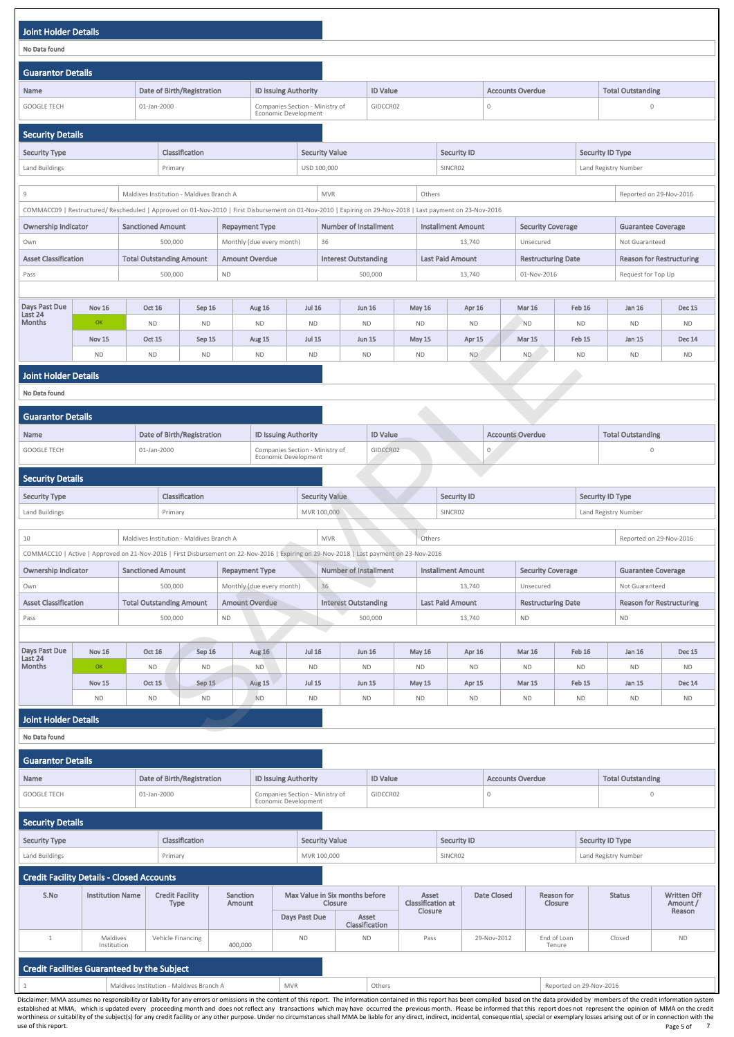## Joint Holder Details

No Data found

## Guarantor Details

| Name | Date of Birth/Registration | ID Issuing Authority | ID Value | Accounts Overdue | Total Outstanding |
|---|---|---|---|---|---|
| GOOGLE TECH | 01-Jan-2000 | Companies Section - Ministry of Economic Development | GIDCCR02 | 0 | 0 |

## Security Details

| Security Type | Classification | Security Value | Security ID | Security ID Type |
|---|---|---|---|---|
| Land Buildings | Primary | USD 100,000 | SINCR02 | Land Registry Number |

| 9 | Maldives Institution - Maldives Branch A | MVR | Others | Reported on 29-Nov-2016 |
|---|---|---|---|---|

COMMACC09 | Restructured/ Rescheduled | Approved on 01-Nov-2010 | First Disbursement on 01-Nov-2010 | Expiring on 29-Nov-2018 | Last payment on 23-Nov-2016

| Ownership Indicator | Sanctioned Amount | Repayment Type | Number of Installment | Installment Amount | Security Coverage | Guarantee Coverage |
|---|---|---|---|---|---|---|
| Own | 500,000 | Monthly (due every month) | 36 | 13,740 | Unsecured | Not Guaranteed |
| **Asset Classification** | **Total Outstanding Amount** | **Amount Overdue** | **Interest Outstanding** | **Last Paid Amount** | **Restructuring Date** | **Reason for Restructuring** |
| Pass | 500,000 | ND | 500,000 | 13,740 | 01-Nov-2016 | Request for Top Up |

| Days Past Due Last 24 Months | Nov 16 | Oct 16 | Sep 16 | Aug 16 | Jul 16 | Jun 16 | May 16 | Apr 16 | Mar 16 | Feb 16 | Jan 16 | Dec 15 |
|---|---|---|---|---|---|---|---|---|---|---|---|---|
| | OK | ND | ND | ND | ND | ND | ND | ND | ND | ND | ND | ND |
| | **Nov 15** | **Oct 15** | **Sep 15** | **Aug 15** | **Jul 15** | **Jun 15** | **May 15** | **Apr 15** | **Mar 15** | **Feb 15** | **Jan 15** | **Dec 14** |
| | ND | ND | ND | ND | ND | ND | ND | ND | ND | ND | ND | ND |

## Joint Holder Details

No Data found

## Guarantor Details

| Name | Date of Birth/Registration | ID Issuing Authority | ID Value | Accounts Overdue | Total Outstanding |
|---|---|---|---|---|---|
| GOOGLE TECH | 01-Jan-2000 | Companies Section - Ministry of Economic Development | GIDCCR02 | 0 | 0 |

## Security Details

| Security Type | Classification | Security Value | Security ID | Security ID Type |
|---|---|---|---|---|
| Land Buildings | Primary | MVR 100,000 | SINCR02 | Land Registry Number |

| 10 | Maldives Institution - Maldives Branch A | MVR | Others | Reported on 29-Nov-2016 |
|---|---|---|---|---|

COMMACC10 | Active | Approved on 21-Nov-2016 | First Disbursement on 22-Nov-2016 | Expiring on 29-Nov-2018 | Last payment on 23-Nov-2016

| Ownership Indicator | Sanctioned Amount | Repayment Type | Number of Installment | Installment Amount | Security Coverage | Guarantee Coverage |
|---|---|---|---|---|---|---|
| Own | 500,000 | Monthly (due every month) | 36 | 13,740 | Unsecured | Not Guaranteed |
| **Asset Classification** | **Total Outstanding Amount** | **Amount Overdue** | **Interest Outstanding** | **Last Paid Amount** | **Restructuring Date** | **Reason for Restructuring** |
| Pass | 500,000 | ND | 500,000 | 13,740 | ND | ND |

| Days Past Due Last 24 Months | Nov 16 | Oct 16 | Sep 16 | Aug 16 | Jul 16 | Jun 16 | May 16 | Apr 16 | Mar 16 | Feb 16 | Jan 16 | Dec 15 |
|---|---|---|---|---|---|---|---|---|---|---|---|---|
| | OK | ND | ND | ND | ND | ND | ND | ND | ND | ND | ND | ND |
| | **Nov 15** | **Oct 15** | **Sep 15** | **Aug 15** | **Jul 15** | **Jun 15** | **May 15** | **Apr 15** | **Mar 15** | **Feb 15** | **Jan 15** | **Dec 14** |
| | ND | ND | ND | ND | ND | ND | ND | ND | ND | ND | ND | ND |

## Joint Holder Details

No Data found

## Guarantor Details

| Name | Date of Birth/Registration | ID Issuing Authority | ID Value | Accounts Overdue | Total Outstanding |
|---|---|---|---|---|---|
| GOOGLE TECH | 01-Jan-2000 | Companies Section - Ministry of Economic Development | GIDCCR02 | 0 | 0 |

## Security Details

| Security Type | Classification | Security Value | Security ID | Security ID Type |
|---|---|---|---|---|
| Land Buildings | Primary | MVR 100,000 | SINCR02 | Land Registry Number |

## Credit Facility Details - Closed Accounts

| S.No | Institution Name | Credit Facility Type | Sanction Amount | Max Value in Six months before Closure | | Asset Classification at Closure | Date Closed | Reason for Closure | Status | Written Off Amount / Reason |
|---|---|---|---|---|---|---|---|---|---|---|
| | | | | Days Past Due | Asset Classification | | | | | |
| 1 | Maldives Institution | Vehicle Financing | 400,000 | ND | ND | Pass | 29-Nov-2012 | End of Loan Tenure | Closed | ND |

## Credit Facilities Guaranteed by the Subject

| 1 | Maldives Institution - Maldives Branch A | MVR | Others | Reported on 29-Nov-2016 |
|---|---|---|---|---|

Disclaimer: MMA assumes no responsibility or liability for any errors or omissions in the content of this report. The information contained in this report has been compiled based on the data provided by members of the credit information system established at MMA, which is updated every proceeding month and does not reflect any transactions which may have occurred the previous month. Please be informed that this report does not represent the opinion of MMA on the credit worthiness or suitability of the subject(s) for any credit facility or any other purpose. Under no circumstances shall MMA be liable for any direct, indirect, incidental, consequential, special or exemplary losses arising out of or in connection with the use of this report.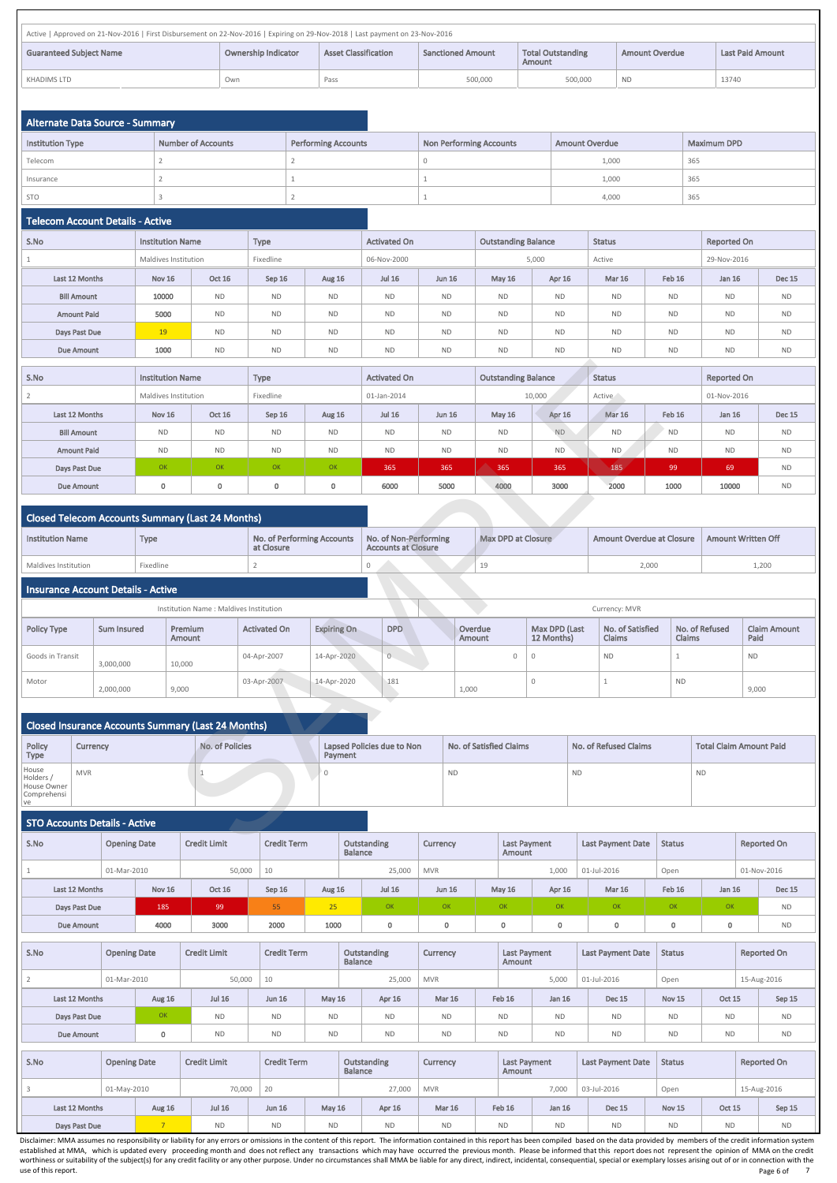Active | Approved on 21-Nov-2016 | First Disbursement on 22-Nov-2016 | Expiring on 29-Nov-2018 | Last payment on 23-Nov-2016

| Guaranteed Subject Name | Ownership Indicator | Asset Classification | Sanctioned Amount | Total Outstanding Amount | Amount Overdue | Last Paid Amount |
|---|---|---|---|---|---|---|
| KHADIMS LTD | Own | Pass | 500,000 | 500,000 | ND | 13740 |

## Alternate Data Source - Summary

| Institution Type | Number of Accounts | Performing Accounts | Non Performing Accounts | Amount Overdue | Maximum DPD |
|---|---|---|---|---|---|
| Telecom | 2 | 2 | 0 | 1,000 | 365 |
| Insurance | 2 | 1 | 1 | 1,000 | 365 |
| STO | 3 | 2 | 1 | 4,000 | 365 |

## Telecom Account Details - Active

| S.No | Institution Name | Type | Activated On | Outstanding Balance | Status | Reported On |
|---|---|---|---|---|---|---|
| 1 | Maldives Institution | Fixedline | 06-Nov-2000 | 5,000 | Active | 29-Nov-2016 |

| Last 12 Months | Nov 16 | Oct 16 | Sep 16 | Aug 16 | Jul 16 | Jun 16 | May 16 | Apr 16 | Mar 16 | Feb 16 | Jan 16 | Dec 15 |
|---|---|---|---|---|---|---|---|---|---|---|---|---|
| Bill Amount | 10000 | ND | ND | ND | ND | ND | ND | ND | ND | ND | ND | ND |
| Amount Paid | 5000 | ND | ND | ND | ND | ND | ND | ND | ND | ND | ND | ND |
| Days Past Due | 19 | ND | ND | ND | ND | ND | ND | ND | ND | ND | ND | ND |
| Due Amount | 1000 | ND | ND | ND | ND | ND | ND | ND | ND | ND | ND | ND |

| S.No | Institution Name | Type | Activated On | Outstanding Balance | Status | Reported On |
|---|---|---|---|---|---|---|
| 2 | Maldives Institution | Fixedline | 01-Jan-2014 | 10,000 | Active | 01-Nov-2016 |

| Last 12 Months | Nov 16 | Oct 16 | Sep 16 | Aug 16 | Jul 16 | Jun 16 | May 16 | Apr 16 | Mar 16 | Feb 16 | Jan 16 | Dec 15 |
|---|---|---|---|---|---|---|---|---|---|---|---|---|
| Bill Amount | ND | ND | ND | ND | ND | ND | ND | ND | ND | ND | ND | ND |
| Amount Paid | ND | ND | ND | ND | ND | ND | ND | ND | ND | ND | ND | ND |
| Days Past Due | OK | OK | OK | OK | 365 | 365 | 365 | 365 | 185 | 99 | 69 | ND |
| Due Amount | 0 | 0 | 0 | 0 | 6000 | 5000 | 4000 | 3000 | 2000 | 1000 | 10000 | ND |

## Closed Telecom Accounts Summary (Last 24 Months)

| Institution Name | Type | No. of Performing Accounts at Closure | No. of Non-Performing Accounts at Closure | Max DPD at Closure | Amount Overdue at Closure | Amount Written Off |
|---|---|---|---|---|---|---|
| Maldives Institution | Fixedline | 2 | 0 | 19 | 2,000 | 1,200 |

## Insurance Account Details - Active

Institution Name : Maldives Institution — Currency: MVR

| Policy Type | Sum Insured | Premium Amount | Activated On | Expiring On | DPD | Overdue Amount | Max DPD (Last 12 Months) | No. of Satisfied Claims | No. of Refused Claims | Claim Amount Paid |
|---|---|---|---|---|---|---|---|---|---|---|
| Goods in Transit | 3,000,000 | 10,000 | 04-Apr-2007 | 14-Apr-2020 | 0 | 0 | 0 | ND | 1 | ND |
| Motor | 2,000,000 | 9,000 | 03-Apr-2007 | 14-Apr-2020 | 181 | 1,000 | 0 | 1 | ND | 9,000 |

## Closed Insurance Accounts Summary (Last 24 Months)

| Policy Type | Currency | No. of Policies | Lapsed Policies due to Non Payment | No. of Satisfied Claims | No. of Refused Claims | Total Claim Amount Paid |
|---|---|---|---|---|---|---|
| House Holders / House Owner Comprehensive | MVR | 1 | 0 | ND | ND | ND |

## STO Accounts Details - Active

| S.No | Opening Date | Credit Limit | Credit Term | Outstanding Balance | Currency | Last Payment Amount | Last Payment Date | Status | Reported On |
|---|---|---|---|---|---|---|---|---|---|
| 1 | 01-Mar-2010 | 50,000 | 10 | 25,000 | MVR | 1,000 | 01-Jul-2016 | Open | 01-Nov-2016 |

| Last 12 Months | Nov 16 | Oct 16 | Sep 16 | Aug 16 | Jul 16 | Jun 16 | May 16 | Apr 16 | Mar 16 | Feb 16 | Jan 16 | Dec 15 |
|---|---|---|---|---|---|---|---|---|---|---|---|---|
| Days Past Due | 185 | 99 | 55 | 25 | OK | OK | OK | OK | OK | OK | OK | ND |
| Due Amount | 4000 | 3000 | 2000 | 1000 | 0 | 0 | 0 | 0 | 0 | 0 | 0 | ND |

| S.No | Opening Date | Credit Limit | Credit Term | Outstanding Balance | Currency | Last Payment Amount | Last Payment Date | Status | Reported On |
|---|---|---|---|---|---|---|---|---|---|
| 2 | 01-Mar-2010 | 50,000 | 10 | 25,000 | MVR | 5,000 | 01-Jul-2016 | Open | 15-Aug-2016 |

| Last 12 Months | Aug 16 | Jul 16 | Jun 16 | May 16 | Apr 16 | Mar 16 | Feb 16 | Jan 16 | Dec 15 | Nov 15 | Oct 15 | Sep 15 |
|---|---|---|---|---|---|---|---|---|---|---|---|---|
| Days Past Due | OK | ND | ND | ND | ND | ND | ND | ND | ND | ND | ND | ND |
| Due Amount | 0 | ND | ND | ND | ND | ND | ND | ND | ND | ND | ND | ND |

| S.No | Opening Date | Credit Limit | Credit Term | Outstanding Balance | Currency | Last Payment Amount | Last Payment Date | Status | Reported On |
|---|---|---|---|---|---|---|---|---|---|
| 3 | 01-May-2010 | 70,000 | 20 | 27,000 | MVR | 7,000 | 03-Jul-2016 | Open | 15-Aug-2016 |

| Last 12 Months | Aug 16 | Jul 16 | Jun 16 | May 16 | Apr 16 | Mar 16 | Feb 16 | Jan 16 | Dec 15 | Nov 15 | Oct 15 | Sep 15 |
|---|---|---|---|---|---|---|---|---|---|---|---|---|
| Days Past Due | 7 | ND | ND | ND | ND | ND | ND | ND | ND | ND | ND | ND |

Disclaimer: MMA assumes no responsibility or liability for any errors or omissions in the content of this report. The information contained in this report has been compiled based on the data provided by members of the credit information system established at MMA, which is updated every proceeding month and does not reflect any transactions which may have occurred the previous month. Please be informed that this report does not represent the opinion of MMA on the credit worthiness or suitability of the subject(s) for any credit facility or any other purpose. Under no circumstances shall MMA be liable for any direct, indirect, incidental, consequential, special or exemplary losses arising out of or in connection with the use of this report.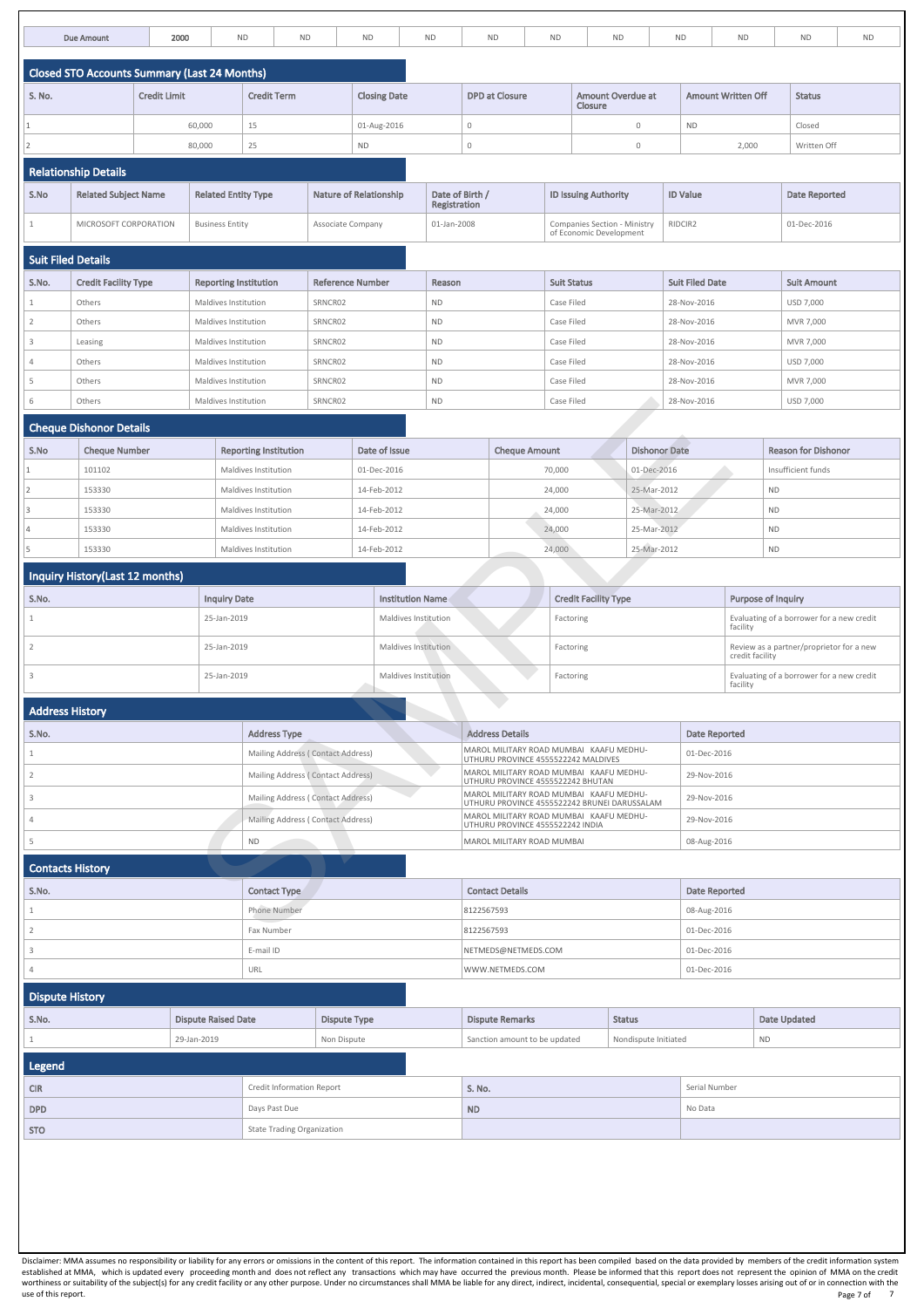| Due Amount | 2000 | ND | ND | ND | ND | ND | ND | ND | ND | ND | ND | ND |
|---|---|---|---|---|---|---|---|---|---|---|---|---|

## Closed STO Accounts Summary (Last 24 Months)

| S. No. | Credit Limit | Credit Term | Closing Date | DPD at Closure | Amount Overdue at Closure | Amount Written Off | Status |
|---|---|---|---|---|---|---|---|
| 1 | 60,000 | 15 | 01-Aug-2016 | 0 | 0 | ND | Closed |
| 2 | 80,000 | 25 | ND | 0 | 0 | 2,000 | Written Off |

## Relationship Details

| S.No | Related Subject Name | Related Entity Type | Nature of Relationship | Date of Birth / Registration | ID Issuing Authority | ID Value | Date Reported |
|---|---|---|---|---|---|---|---|
| 1 | MICROSOFT CORPORATION | Business Entity | Associate Company | 01-Jan-2008 | Companies Section - Ministry of Economic Development | RIDCIR2 | 01-Dec-2016 |

## Suit Filed Details

| S.No. | Credit Facility Type | Reporting Institution | Reference Number | Reason | Suit Status | Suit Filed Date | Suit Amount |
|---|---|---|---|---|---|---|---|
| 1 | Others | Maldives Institution | SRNCR02 | ND | Case Filed | 28-Nov-2016 | USD 7,000 |
| 2 | Others | Maldives Institution | SRNCR02 | ND | Case Filed | 28-Nov-2016 | MVR 7,000 |
| 3 | Leasing | Maldives Institution | SRNCR02 | ND | Case Filed | 28-Nov-2016 | MVR 7,000 |
| 4 | Others | Maldives Institution | SRNCR02 | ND | Case Filed | 28-Nov-2016 | USD 7,000 |
| 5 | Others | Maldives Institution | SRNCR02 | ND | Case Filed | 28-Nov-2016 | MVR 7,000 |
| 6 | Others | Maldives Institution | SRNCR02 | ND | Case Filed | 28-Nov-2016 | USD 7,000 |

## Cheque Dishonor Details

| S.No | Cheque Number | Reporting Institution | Date of Issue | Cheque Amount | Dishonor Date | Reason for Dishonor |
|---|---|---|---|---|---|---|
| 1 | 101102 | Maldives Institution | 01-Dec-2016 | 70,000 | 01-Dec-2016 | Insufficient funds |
| 2 | 153330 | Maldives Institution | 14-Feb-2012 | 24,000 | 25-Mar-2012 | ND |
| 3 | 153330 | Maldives Institution | 14-Feb-2012 | 24,000 | 25-Mar-2012 | ND |
| 4 | 153330 | Maldives Institution | 14-Feb-2012 | 24,000 | 25-Mar-2012 | ND |
| 5 | 153330 | Maldives Institution | 14-Feb-2012 | 24,000 | 25-Mar-2012 | ND |

## Inquiry History(Last 12 months)

| S.No. | Inquiry Date | Institution Name | Credit Facility Type | Purpose of Inquiry |
|---|---|---|---|---|
| 1 | 25-Jan-2019 | Maldives Institution | Factoring | Evaluating of a borrower for a new credit facility |
| 2 | 25-Jan-2019 | Maldives Institution | Factoring | Review as a partner/proprietor for a new credit facility |
| 3 | 25-Jan-2019 | Maldives Institution | Factoring | Evaluating of a borrower for a new credit facility |

## Address History

| S.No. | Address Type | Address Details | Date Reported |
|---|---|---|---|
| 1 | Mailing Address ( Contact Address) | MAROL MILITARY ROAD MUMBAI KAAFU MEDHU-UTHURU PROVINCE 4555522242 MALDIVES | 01-Dec-2016 |
| 2 | Mailing Address ( Contact Address) | MAROL MILITARY ROAD MUMBAI KAAFU MEDHU-UTHURU PROVINCE 4555522242 BHUTAN | 29-Nov-2016 |
| 3 | Mailing Address ( Contact Address) | MAROL MILITARY ROAD MUMBAI KAAFU MEDHU-UTHURU PROVINCE 4555522242 BRUNEI DARUSSALAM | 29-Nov-2016 |
| 4 | Mailing Address ( Contact Address) | MAROL MILITARY ROAD MUMBAI KAAFU MEDHU-UTHURU PROVINCE 4555522242 INDIA | 29-Nov-2016 |
| 5 | ND | MAROL MILITARY ROAD MUMBAI | 08-Aug-2016 |

## Contacts History

| S.No. | Contact Type | Contact Details | Date Reported |
|---|---|---|---|
| 1 | Phone Number | 8122567593 | 08-Aug-2016 |
| 2 | Fax Number | 8122567593 | 01-Dec-2016 |
| 3 | E-mail ID | NETMEDS@NETMEDS.COM | 01-Dec-2016 |
| 4 | URL | WWW.NETMEDS.COM | 01-Dec-2016 |

## Dispute History

| S.No. | Dispute Raised Date | Dispute Type | Dispute Remarks | Status | Date Updated |
|---|---|---|---|---|---|
| 1 | 29-Jan-2019 | Non Dispute | Sanction amount to be updated | Nondispute Initiated | ND |

## Legend

| | | | |
|---|---|---|---|
| CIR | Credit Information Report | S. No. | Serial Number |
| DPD | Days Past Due | ND | No Data |
| STO | State Trading Organization | | |

Disclaimer: MMA assumes no responsibility or liability for any errors or omissions in the content of this report. The information contained in this report has been compiled based on the data provided by members of the credit information system established at MMA, which is updated every proceeding month and does not reflect any transactions which may have occurred the previous month. Please be informed that this report does not represent the opinion of MMA on the credit worthiness or suitability of the subject(s) for any credit facility or any other purpose. Under no circumstances shall MMA be liable for any direct, indirect, incidental, consequential, special or exemplary losses arising out of or in connection with the use of this report.